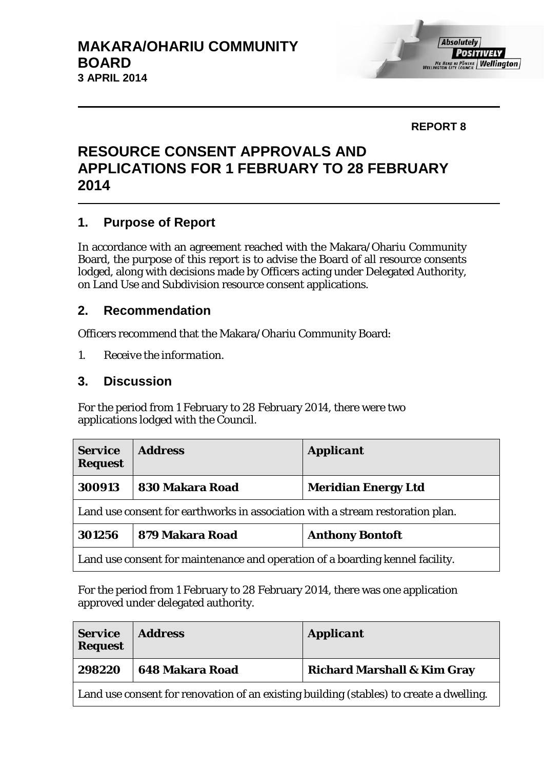**MAKARA/OHARIU COMMUNITY BOARD**
**3 APRIL 2014**

**REPORT 8**

# RESOURCE CONSENT APPROVALS AND APPLICATIONS FOR 1 FEBRUARY TO 28 FEBRUARY 2014

## 1. Purpose of Report

In accordance with an agreement reached with the Makara/Ohariu Community Board, the purpose of this report is to advise the Board of all resource consents lodged, along with decisions made by Officers acting under Delegated Authority, on Land Use and Subdivision resource consent applications.

## 2. Recommendation

Officers recommend that the Makara/Ohariu Community Board:

1. *Receive the information.*

## 3. Discussion

For the period from 1 February to 28 February 2014, there were two applications lodged with the Council.

| **Service Request** | **Address** | **Applicant** |
|---|---|---|
| **300913** | **830 Makara Road** | **Meridian Energy Ltd** |
| Land use consent for earthworks in association with a stream restoration plan. | | |
| **301256** | **879 Makara Road** | **Anthony Bontoft** |
| Land use consent for maintenance and operation of a boarding kennel facility. | | |

For the period from 1 February to 28 February 2014, there was one application approved under delegated authority.

| **Service Request** | **Address** | **Applicant** |
|---|---|---|
| **298220** | **648 Makara Road** | **Richard Marshall & Kim Gray** |
| Land use consent for renovation of an existing building (stables) to create a dwelling. | | |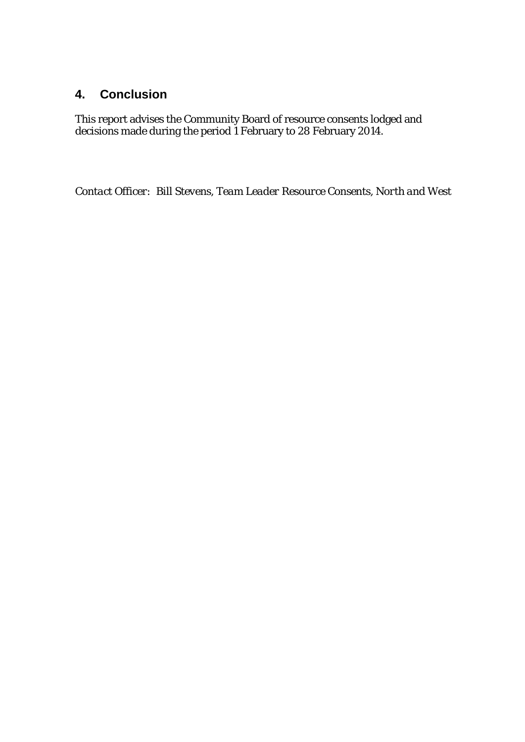## 4. Conclusion

This report advises the Community Board of resource consents lodged and decisions made during the period 1 February to 28 February 2014.

*Contact Officer: Bill Stevens, Team Leader Resource Consents, North and West*